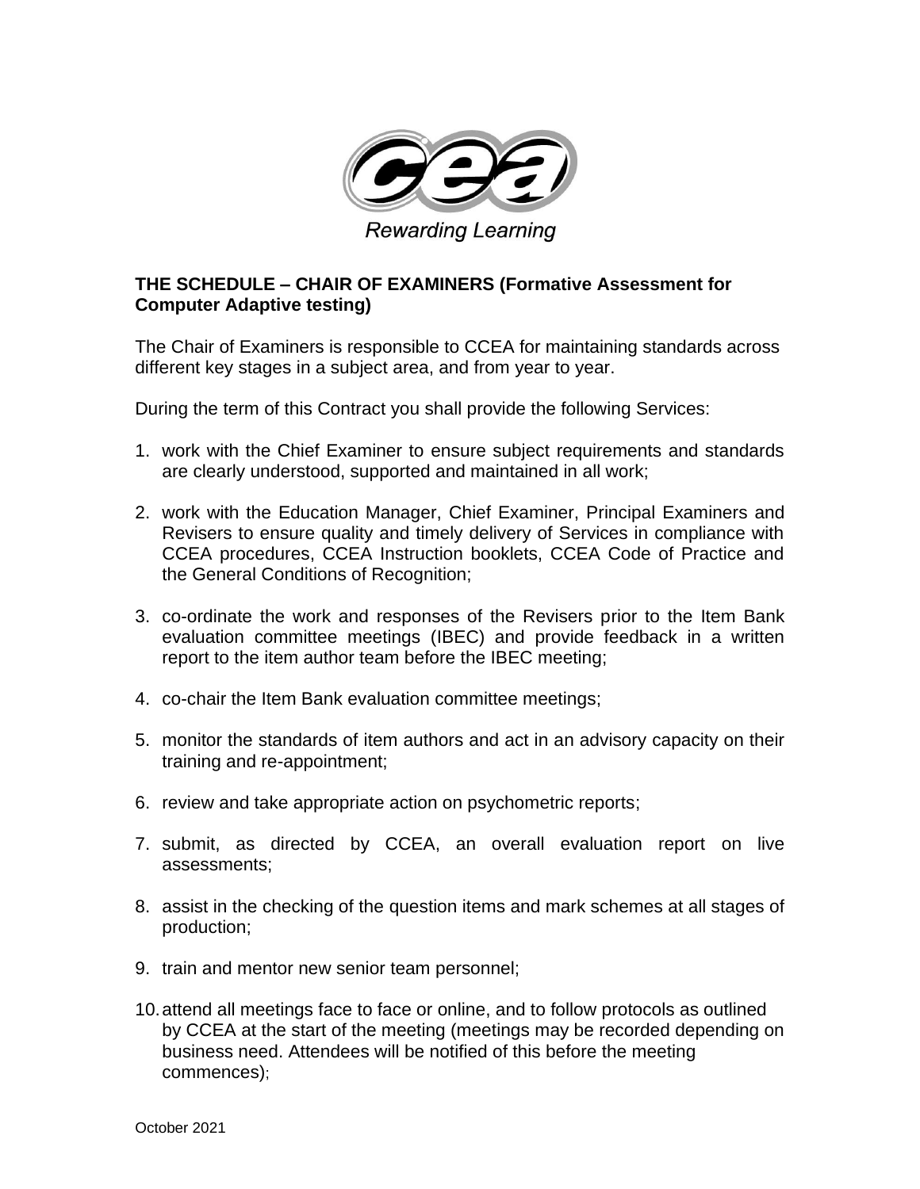Rewarding Learning

**THE SCHEDULE – CHAIR OF EXAMINERS (Formative Assessment for Computer Adaptive testing)**

The Chair of Examiners is responsible to CCEA for maintaining standards across different key stages in a subject area, and from year to year.

During the term of this Contract you shall provide the following Services:

1. work with the Chief Examiner to ensure subject requirements and standards are clearly understood, supported and maintained in all work;

2. work with the Education Manager, Chief Examiner, Principal Examiners and Revisers to ensure quality and timely delivery of Services in compliance with CCEA procedures, CCEA Instruction booklets, CCEA Code of Practice and the General Conditions of Recognition;

3. co-ordinate the work and responses of the Revisers prior to the Item Bank evaluation committee meetings (IBEC) and provide feedback in a written report to the item author team before the IBEC meeting;

4. co-chair the Item Bank evaluation committee meetings;

5. monitor the standards of item authors and act in an advisory capacity on their training and re-appointment;

6. review and take appropriate action on psychometric reports;

7. submit, as directed by CCEA, an overall evaluation report on live assessments;

8. assist in the checking of the question items and mark schemes at all stages of production;

9. train and mentor new senior team personnel;

10. attend all meetings face to face or online, and to follow protocols as outlined by CCEA at the start of the meeting (meetings may be recorded depending on business need. Attendees will be notified of this before the meeting commences);

October 2021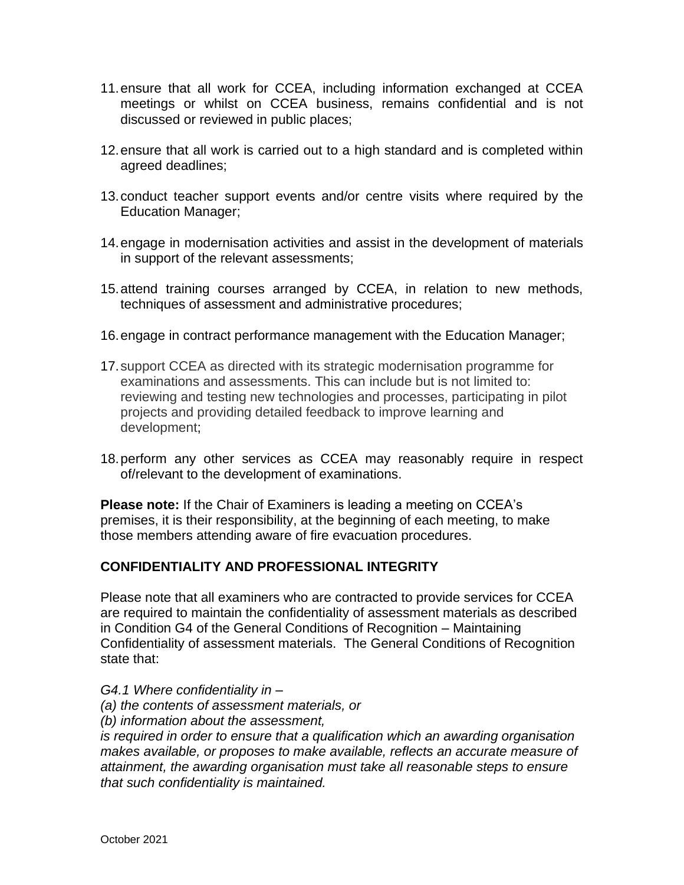11. ensure that all work for CCEA, including information exchanged at CCEA meetings or whilst on CCEA business, remains confidential and is not discussed or reviewed in public places;

12. ensure that all work is carried out to a high standard and is completed within agreed deadlines;

13. conduct teacher support events and/or centre visits where required by the Education Manager;

14. engage in modernisation activities and assist in the development of materials in support of the relevant assessments;

15. attend training courses arranged by CCEA, in relation to new methods, techniques of assessment and administrative procedures;

16. engage in contract performance management with the Education Manager;

17. support CCEA as directed with its strategic modernisation programme for examinations and assessments. This can include but is not limited to: reviewing and testing new technologies and processes, participating in pilot projects and providing detailed feedback to improve learning and development;

18. perform any other services as CCEA may reasonably require in respect of/relevant to the development of examinations.

**Please note:** If the Chair of Examiners is leading a meeting on CCEA's premises, it is their responsibility, at the beginning of each meeting, to make those members attending aware of fire evacuation procedures.

## CONFIDENTIALITY AND PROFESSIONAL INTEGRITY

Please note that all examiners who are contracted to provide services for CCEA are required to maintain the confidentiality of assessment materials as described in Condition G4 of the General Conditions of Recognition – Maintaining Confidentiality of assessment materials. The General Conditions of Recognition state that:

*G4.1 Where confidentiality in –*
*(a) the contents of assessment materials, or*
*(b) information about the assessment,*
*is required in order to ensure that a qualification which an awarding organisation makes available, or proposes to make available, reflects an accurate measure of attainment, the awarding organisation must take all reasonable steps to ensure that such confidentiality is maintained.*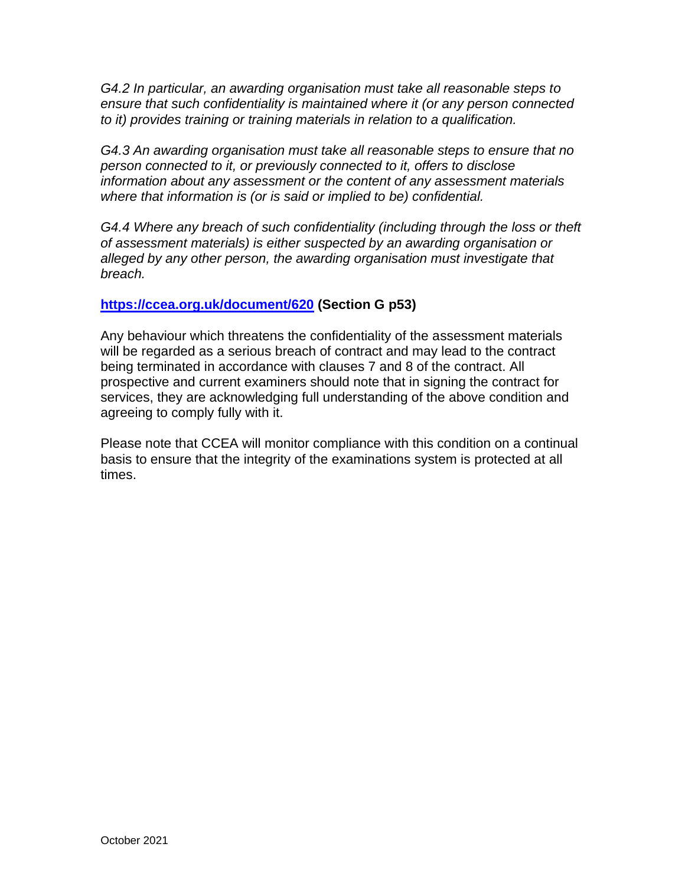*G4.2 In particular, an awarding organisation must take all reasonable steps to ensure that such confidentiality is maintained where it (or any person connected to it) provides training or training materials in relation to a qualification.*

*G4.3 An awarding organisation must take all reasonable steps to ensure that no person connected to it, or previously connected to it, offers to disclose information about any assessment or the content of any assessment materials where that information is (or is said or implied to be) confidential.*

*G4.4 Where any breach of such confidentiality (including through the loss or theft of assessment materials) is either suspected by an awarding organisation or alleged by any other person, the awarding organisation must investigate that breach.*

**[https://ccea.org.uk/document/620](https://ccea.org.uk/document/620) (Section G p53)**

Any behaviour which threatens the confidentiality of the assessment materials will be regarded as a serious breach of contract and may lead to the contract being terminated in accordance with clauses 7 and 8 of the contract. All prospective and current examiners should note that in signing the contract for services, they are acknowledging full understanding of the above condition and agreeing to comply fully with it.

Please note that CCEA will monitor compliance with this condition on a continual basis to ensure that the integrity of the examinations system is protected at all times.

October 2021